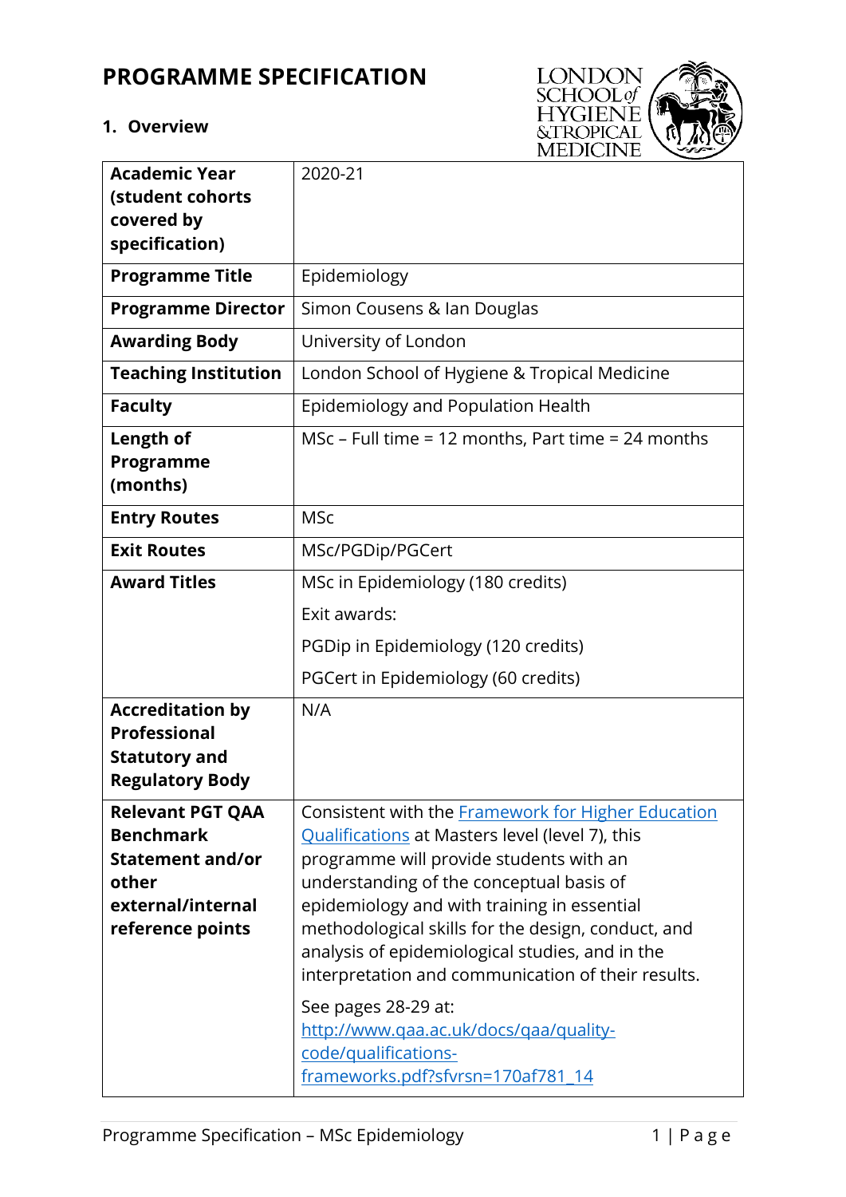# PROGRAMME SPECIFICATION

## 1. Overview

| | |
|---|---|
| **Academic Year (student cohorts covered by specification)** | 2020-21 |
| **Programme Title** | Epidemiology |
| **Programme Director** | Simon Cousens & Ian Douglas |
| **Awarding Body** | University of London |
| **Teaching Institution** | London School of Hygiene & Tropical Medicine |
| **Faculty** | Epidemiology and Population Health |
| **Length of Programme (months)** | MSc – Full time = 12 months, Part time = 24 months |
| **Entry Routes** | MSc |
| **Exit Routes** | MSc/PGDip/PGCert |
| **Award Titles** | MSc in Epidemiology (180 credits)<br>Exit awards:<br>PGDip in Epidemiology (120 credits)<br>PGCert in Epidemiology (60 credits) |
| **Accreditation by Professional Statutory and Regulatory Body** | N/A |
| **Relevant PGT QAA Benchmark Statement and/or other external/internal reference points** | Consistent with the [Framework for Higher Education Qualifications](http://www.qaa.ac.uk/docs/qaa/quality-code/qualifications-frameworks.pdf?sfvrsn=170af781_14) at Masters level (level 7), this programme will provide students with an understanding of the conceptual basis of epidemiology and with training in essential methodological skills for the design, conduct, and analysis of epidemiological studies, and in the interpretation and communication of their results.<br>See pages 28-29 at: [http://www.qaa.ac.uk/docs/qaa/quality-code/qualifications-frameworks.pdf?sfvrsn=170af781_14](http://www.qaa.ac.uk/docs/qaa/quality-code/qualifications-frameworks.pdf?sfvrsn=170af781_14) |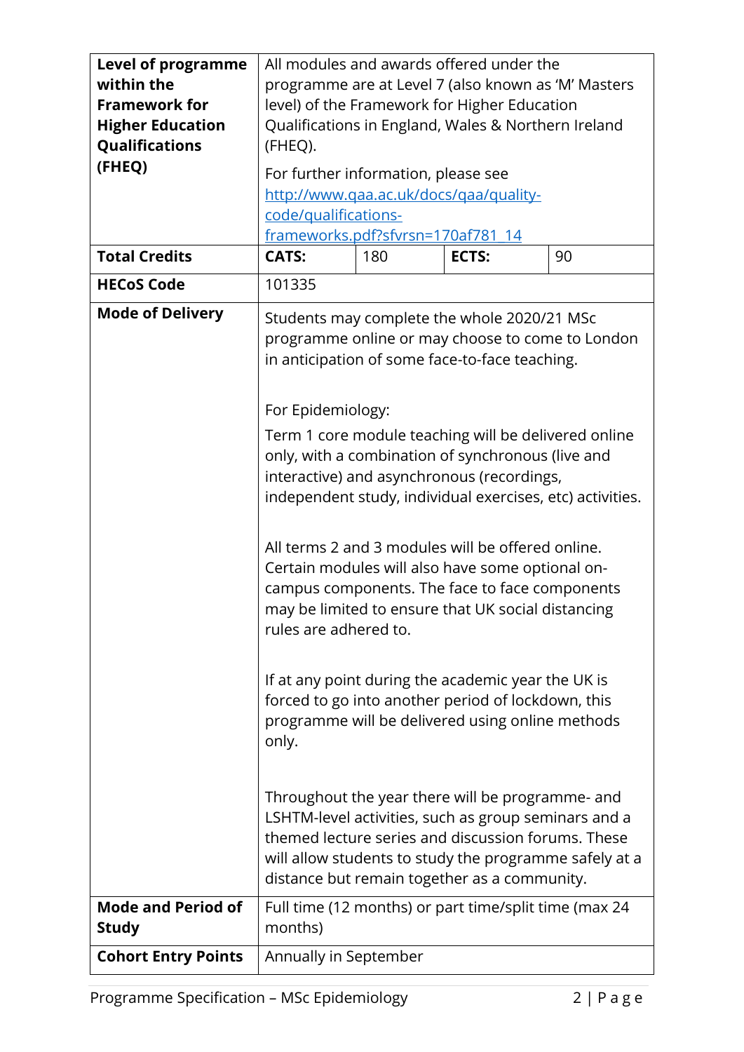| | | | | |
|---|---|---|---|---|
| **Level of programme within the Framework for Higher Education Qualifications (FHEQ)** | All modules and awards offered under the programme are at Level 7 (also known as 'M' Masters level) of the Framework for Higher Education Qualifications in England, Wales & Northern Ireland (FHEQ).<br><br>For further information, please see [http://www.qaa.ac.uk/docs/qaa/quality-code/qualifications-frameworks.pdf?sfvrsn=170af781_14](http://www.qaa.ac.uk/docs/qaa/quality-code/qualifications-frameworks.pdf?sfvrsn=170af781_14) | | | |
| **Total Credits** | **CATS:** | 180 | **ECTS:** | 90 |
| **HECoS Code** | 101335 | | | |
| **Mode of Delivery** | Students may complete the whole 2020/21 MSc programme online or may choose to come to London in anticipation of some face-to-face teaching.<br><br>For Epidemiology:<br><br>Term 1 core module teaching will be delivered online only, with a combination of synchronous (live and interactive) and asynchronous (recordings, independent study, individual exercises, etc) activities.<br><br>All terms 2 and 3 modules will be offered online. Certain modules will also have some optional on-campus components. The face to face components may be limited to ensure that UK social distancing rules are adhered to.<br><br>If at any point during the academic year the UK is forced to go into another period of lockdown, this programme will be delivered using online methods only.<br><br>Throughout the year there will be programme- and LSHTM-level activities, such as group seminars and a themed lecture series and discussion forums. These will allow students to study the programme safely at a distance but remain together as a community. | | | |
| **Mode and Period of Study** | Full time (12 months) or part time/split time (max 24 months) | | | |
| **Cohort Entry Points** | Annually in September | | | |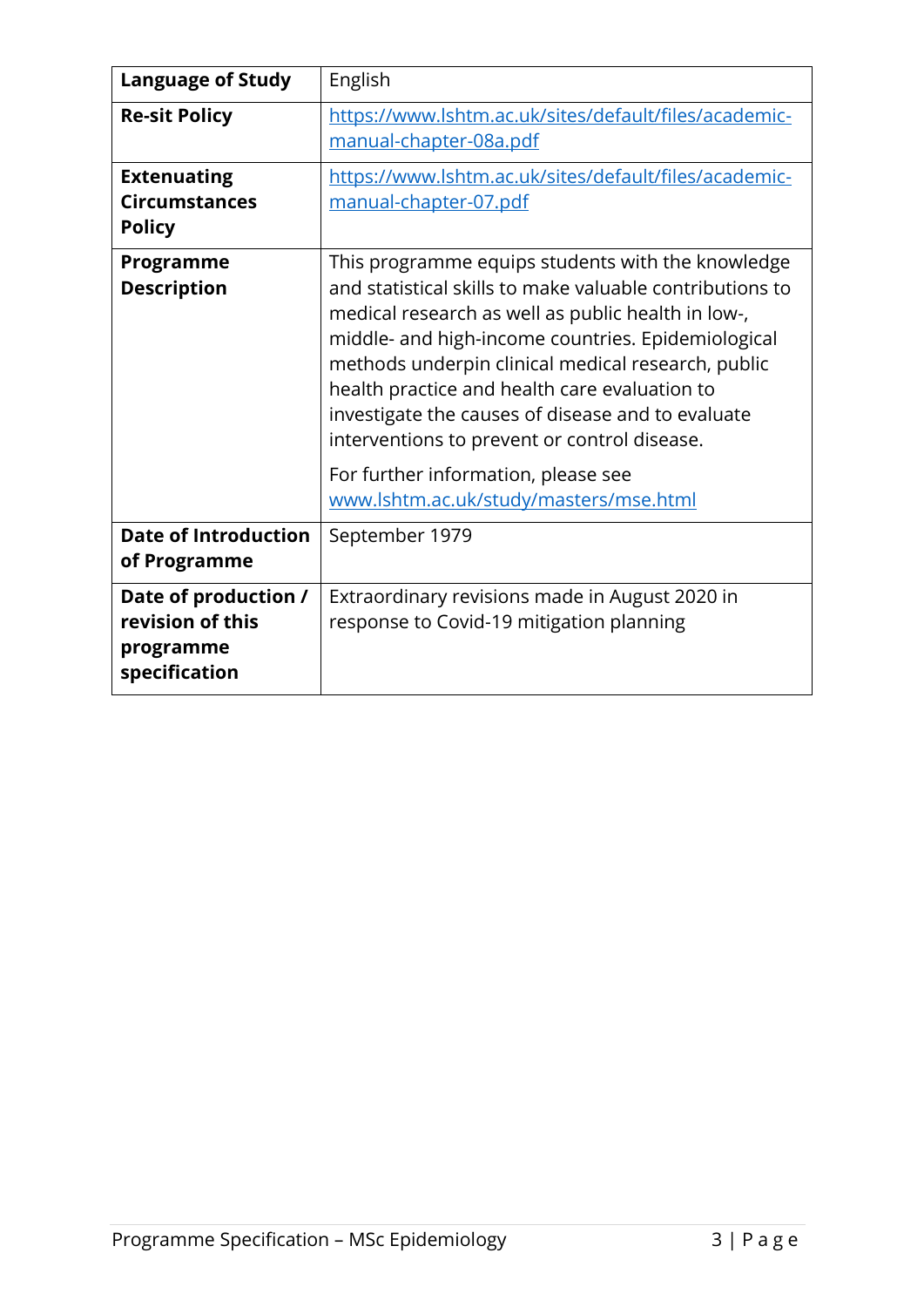| | |
|---|---|
| **Language of Study** | English |
| **Re-sit Policy** | https://www.lshtm.ac.uk/sites/default/files/academic-manual-chapter-08a.pdf |
| **Extenuating Circumstances Policy** | https://www.lshtm.ac.uk/sites/default/files/academic-manual-chapter-07.pdf |
| **Programme Description** | This programme equips students with the knowledge and statistical skills to make valuable contributions to medical research as well as public health in low-, middle- and high-income countries. Epidemiological methods underpin clinical medical research, public health practice and health care evaluation to investigate the causes of disease and to evaluate interventions to prevent or control disease.<br><br>For further information, please see www.lshtm.ac.uk/study/masters/mse.html |
| **Date of Introduction of Programme** | September 1979 |
| **Date of production / revision of this programme specification** | Extraordinary revisions made in August 2020 in response to Covid-19 mitigation planning |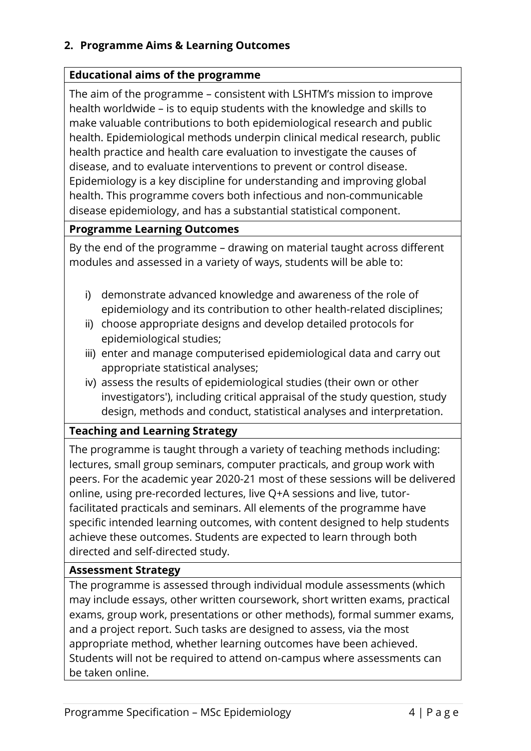## 2. Programme Aims & Learning Outcomes

### Educational aims of the programme

The aim of the programme – consistent with LSHTM's mission to improve health worldwide – is to equip students with the knowledge and skills to make valuable contributions to both epidemiological research and public health. Epidemiological methods underpin clinical medical research, public health practice and health care evaluation to investigate the causes of disease, and to evaluate interventions to prevent or control disease. Epidemiology is a key discipline for understanding and improving global health. This programme covers both infectious and non-communicable disease epidemiology, and has a substantial statistical component.

### Programme Learning Outcomes

By the end of the programme – drawing on material taught across different modules and assessed in a variety of ways, students will be able to:

i) demonstrate advanced knowledge and awareness of the role of epidemiology and its contribution to other health-related disciplines;
ii) choose appropriate designs and develop detailed protocols for epidemiological studies;
iii) enter and manage computerised epidemiological data and carry out appropriate statistical analyses;
iv) assess the results of epidemiological studies (their own or other investigators'), including critical appraisal of the study question, study design, methods and conduct, statistical analyses and interpretation.

### Teaching and Learning Strategy

The programme is taught through a variety of teaching methods including: lectures, small group seminars, computer practicals, and group work with peers. For the academic year 2020-21 most of these sessions will be delivered online, using pre-recorded lectures, live Q+A sessions and live, tutor-facilitated practicals and seminars. All elements of the programme have specific intended learning outcomes, with content designed to help students achieve these outcomes. Students are expected to learn through both directed and self-directed study.

### Assessment Strategy

The programme is assessed through individual module assessments (which may include essays, other written coursework, short written exams, practical exams, group work, presentations or other methods), formal summer exams, and a project report. Such tasks are designed to assess, via the most appropriate method, whether learning outcomes have been achieved. Students will not be required to attend on-campus where assessments can be taken online.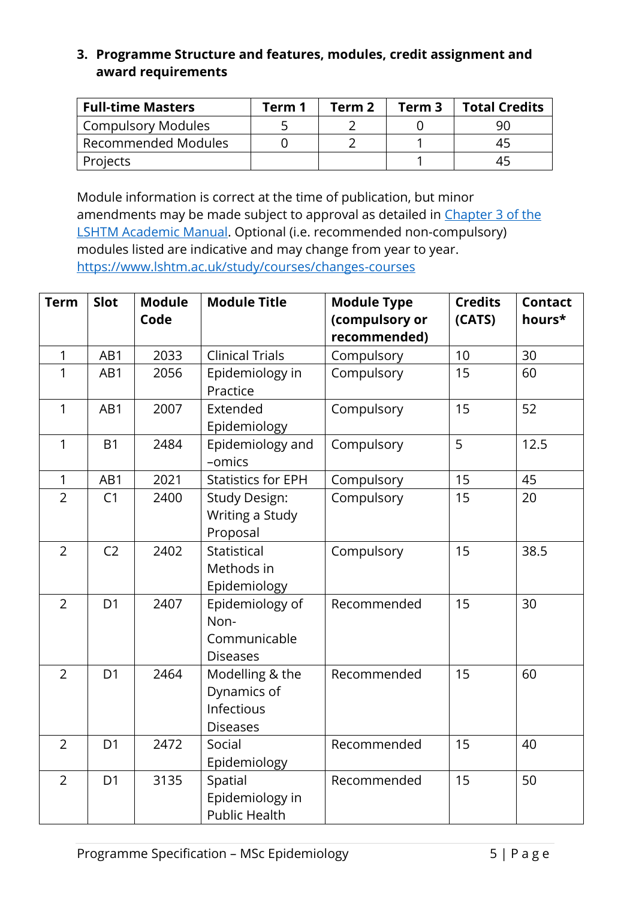### 3. Programme Structure and features, modules, credit assignment and award requirements

| Full-time Masters | Term 1 | Term 2 | Term 3 | Total Credits |
|---|---|---|---|---|
| Compulsory Modules | 5 | 2 | 0 | 90 |
| Recommended Modules | 0 | 2 | 1 | 45 |
| Projects | | | 1 | 45 |

Module information is correct at the time of publication, but minor amendments may be made subject to approval as detailed in [Chapter 3 of the LSHTM Academic Manual](). Optional (i.e. recommended non-compulsory) modules listed are indicative and may change from year to year. https://www.lshtm.ac.uk/study/courses/changes-courses

| Term | Slot | Module Code | Module Title | Module Type (compulsory or recommended) | Credits (CATS) | Contact hours* |
|---|---|---|---|---|---|---|
| 1 | AB1 | 2033 | Clinical Trials | Compulsory | 10 | 30 |
| 1 | AB1 | 2056 | Epidemiology in Practice | Compulsory | 15 | 60 |
| 1 | AB1 | 2007 | Extended Epidemiology | Compulsory | 15 | 52 |
| 1 | B1 | 2484 | Epidemiology and –omics | Compulsory | 5 | 12.5 |
| 1 | AB1 | 2021 | Statistics for EPH | Compulsory | 15 | 45 |
| 2 | C1 | 2400 | Study Design: Writing a Study Proposal | Compulsory | 15 | 20 |
| 2 | C2 | 2402 | Statistical Methods in Epidemiology | Compulsory | 15 | 38.5 |
| 2 | D1 | 2407 | Epidemiology of Non-Communicable Diseases | Recommended | 15 | 30 |
| 2 | D1 | 2464 | Modelling & the Dynamics of Infectious Diseases | Recommended | 15 | 60 |
| 2 | D1 | 2472 | Social Epidemiology | Recommended | 15 | 40 |
| 2 | D1 | 3135 | Spatial Epidemiology in Public Health | Recommended | 15 | 50 |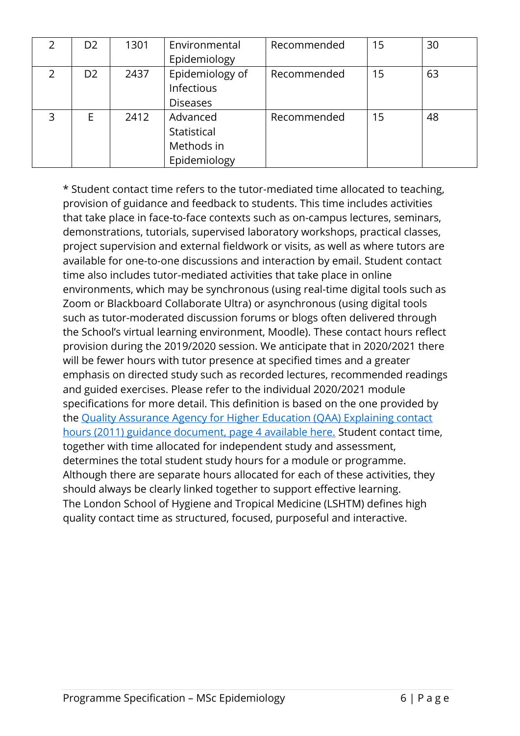| 2 | D2 | 1301 | Environmental Epidemiology | Recommended | 15 | 30 |
|---|---|---|---|---|---|---|
| 2 | D2 | 2437 | Epidemiology of Infectious Diseases | Recommended | 15 | 63 |
| 3 | E | 2412 | Advanced Statistical Methods in Epidemiology | Recommended | 15 | 48 |

* Student contact time refers to the tutor-mediated time allocated to teaching, provision of guidance and feedback to students. This time includes activities that take place in face-to-face contexts such as on-campus lectures, seminars, demonstrations, tutorials, supervised laboratory workshops, practical classes, project supervision and external fieldwork or visits, as well as where tutors are available for one-to-one discussions and interaction by email. Student contact time also includes tutor-mediated activities that take place in online environments, which may be synchronous (using real-time digital tools such as Zoom or Blackboard Collaborate Ultra) or asynchronous (using digital tools such as tutor-moderated discussion forums or blogs often delivered through the School's virtual learning environment, Moodle). These contact hours reflect provision during the 2019/2020 session. We anticipate that in 2020/2021 there will be fewer hours with tutor presence at specified times and a greater emphasis on directed study such as recorded lectures, recommended readings and guided exercises. Please refer to the individual 2020/2021 module specifications for more detail. This definition is based on the one provided by the [Quality Assurance Agency for Higher Education (QAA) Explaining contact hours (2011) guidance document, page 4 available here.] Student contact time, together with time allocated for independent study and assessment, determines the total student study hours for a module or programme. Although there are separate hours allocated for each of these activities, they should always be clearly linked together to support effective learning.
The London School of Hygiene and Tropical Medicine (LSHTM) defines high quality contact time as structured, focused, purposeful and interactive.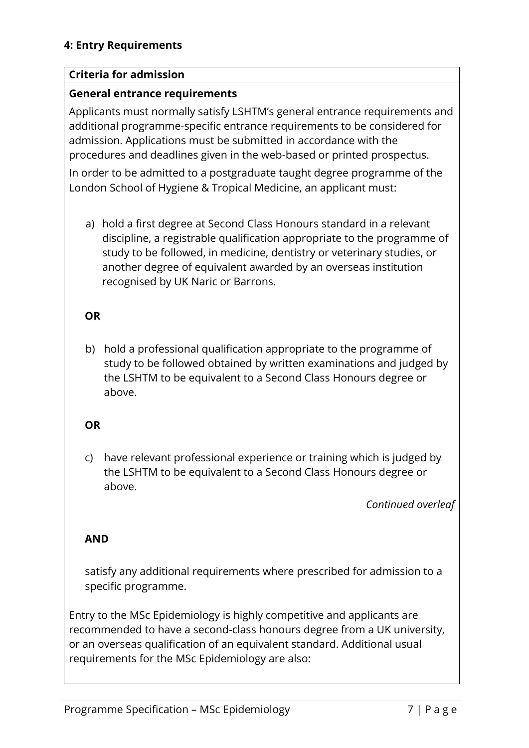## 4: Entry Requirements

**Criteria for admission**

**General entrance requirements**

Applicants must normally satisfy LSHTM's general entrance requirements and additional programme-specific entrance requirements to be considered for admission. Applications must be submitted in accordance with the procedures and deadlines given in the web-based or printed prospectus.

In order to be admitted to a postgraduate taught degree programme of the London School of Hygiene & Tropical Medicine, an applicant must:

a) hold a first degree at Second Class Honours standard in a relevant discipline, a registrable qualification appropriate to the programme of study to be followed, in medicine, dentistry or veterinary studies, or another degree of equivalent awarded by an overseas institution recognised by UK Naric or Barrons.

**OR**

b) hold a professional qualification appropriate to the programme of study to be followed obtained by written examinations and judged by the LSHTM to be equivalent to a Second Class Honours degree or above.

**OR**

c) have relevant professional experience or training which is judged by the LSHTM to be equivalent to a Second Class Honours degree or above.

*Continued overleaf*

**AND**

satisfy any additional requirements where prescribed for admission to a specific programme.

Entry to the MSc Epidemiology is highly competitive and applicants are recommended to have a second-class honours degree from a UK university, or an overseas qualification of an equivalent standard. Additional usual requirements for the MSc Epidemiology are also: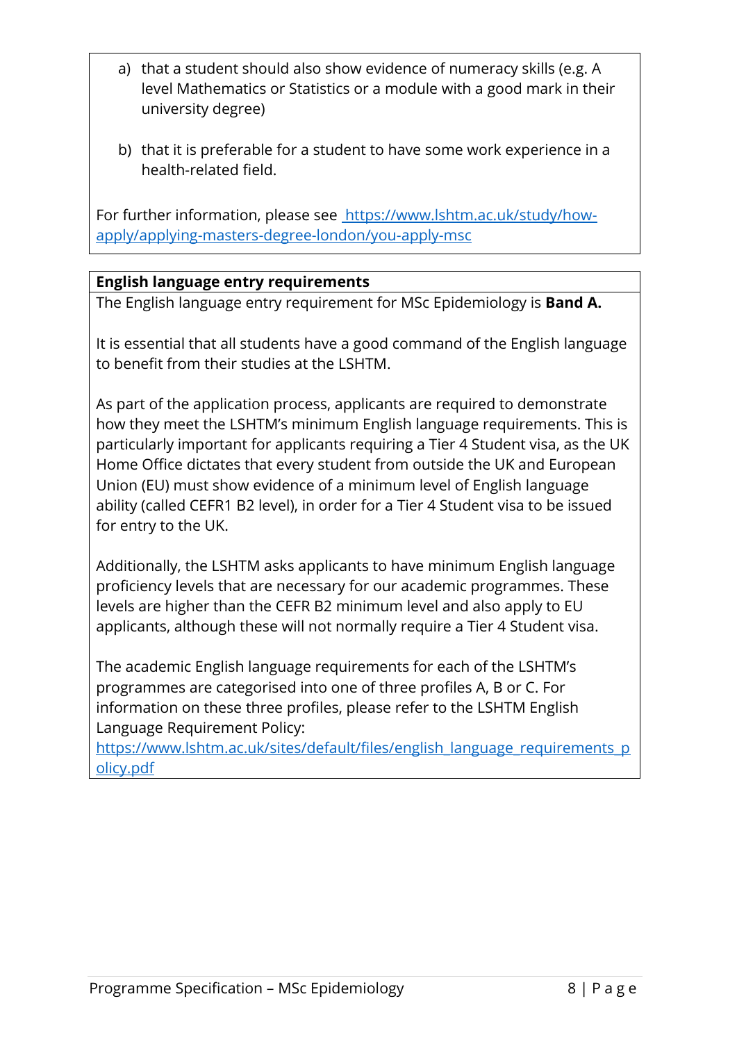a) that a student should also show evidence of numeracy skills (e.g. A level Mathematics or Statistics or a module with a good mark in their university degree)

b) that it is preferable for a student to have some work experience in a health-related field.

For further information, please see [https://www.lshtm.ac.uk/study/how-apply/applying-masters-degree-london/you-apply-msc](https://www.lshtm.ac.uk/study/how-apply/applying-masters-degree-london/you-apply-msc)

**English language entry requirements**

The English language entry requirement for MSc Epidemiology is **Band A.**

It is essential that all students have a good command of the English language to benefit from their studies at the LSHTM.

As part of the application process, applicants are required to demonstrate how they meet the LSHTM's minimum English language requirements. This is particularly important for applicants requiring a Tier 4 Student visa, as the UK Home Office dictates that every student from outside the UK and European Union (EU) must show evidence of a minimum level of English language ability (called CEFR1 B2 level), in order for a Tier 4 Student visa to be issued for entry to the UK.

Additionally, the LSHTM asks applicants to have minimum English language proficiency levels that are necessary for our academic programmes. These levels are higher than the CEFR B2 minimum level and also apply to EU applicants, although these will not normally require a Tier 4 Student visa.

The academic English language requirements for each of the LSHTM's programmes are categorised into one of three profiles A, B or C. For information on these three profiles, please refer to the LSHTM English Language Requirement Policy: [https://www.lshtm.ac.uk/sites/default/files/english_language_requirements_policy.pdf](https://www.lshtm.ac.uk/sites/default/files/english_language_requirements_policy.pdf)